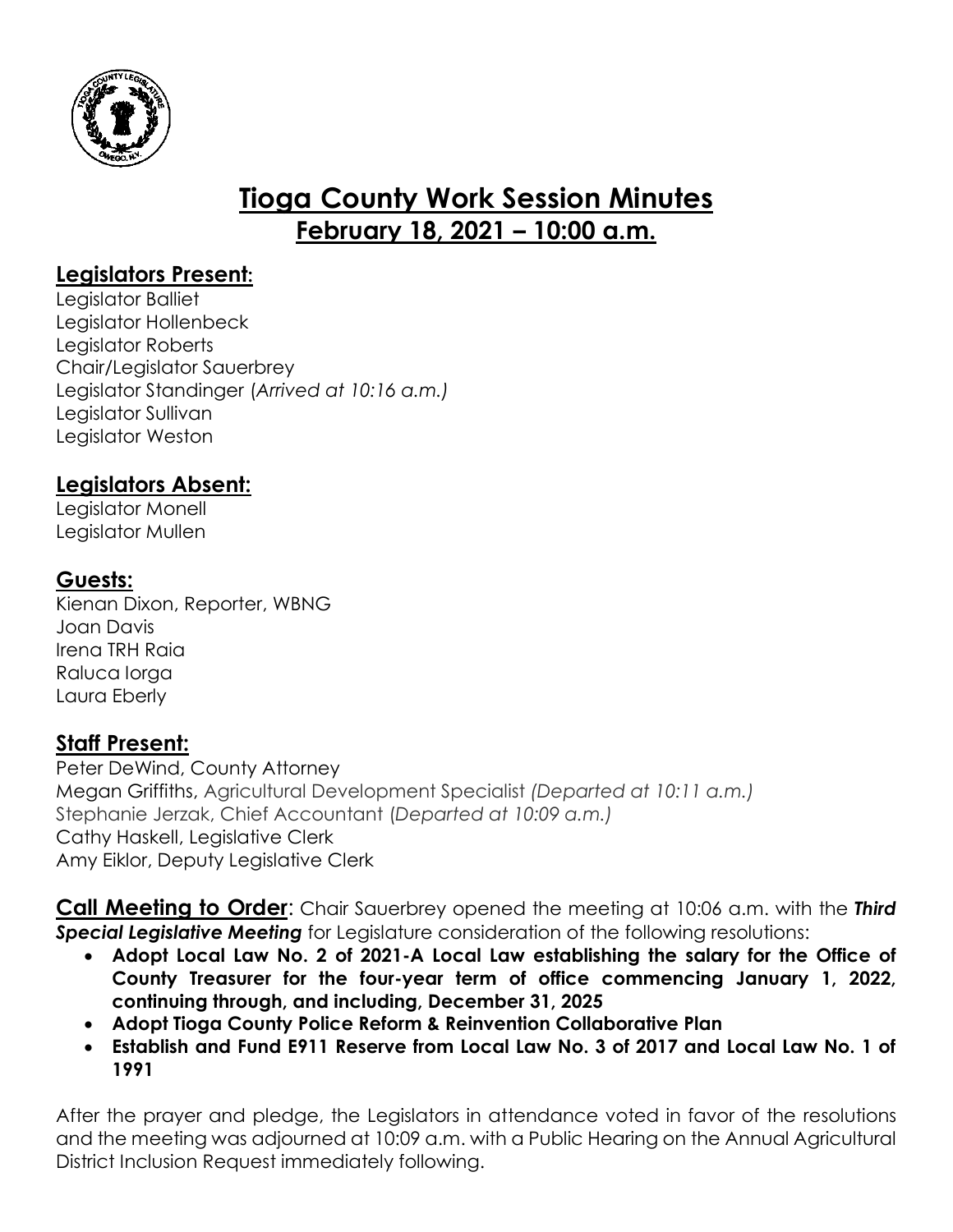# Tioga County Work Session Minutes

## February 18, 2021 – 10:00 a.m.

### Legislators Present:

Legislator Balliet
Legislator Hollenbeck
Legislator Roberts
Chair/Legislator Sauerbrey
Legislator Standinger (*Arrived at 10:16 a.m.)*
Legislator Sullivan
Legislator Weston

### Legislators Absent:

Legislator Monell
Legislator Mullen

### Guests:

Kienan Dixon, Reporter, WBNG
Joan Davis
Irena TRH Raia
Raluca Iorga
Laura Eberly

### Staff Present:

Peter DeWind, County Attorney
Megan Griffiths, Agricultural Development Specialist *(Departed at 10:11 a.m.)*
Stephanie Jerzak, Chief Accountant (*Departed at 10:09 a.m.)*
Cathy Haskell, Legislative Clerk
Amy Eiklor, Deputy Legislative Clerk

**Call Meeting to Order**: Chair Sauerbrey opened the meeting at 10:06 a.m. with the ***Third Special Legislative Meeting*** for Legislature consideration of the following resolutions:

- **Adopt Local Law No. 2 of 2021-A Local Law establishing the salary for the Office of County Treasurer for the four-year term of office commencing January 1, 2022, continuing through, and including, December 31, 2025**
- **Adopt Tioga County Police Reform & Reinvention Collaborative Plan**
- **Establish and Fund E911 Reserve from Local Law No. 3 of 2017 and Local Law No. 1 of 1991**

After the prayer and pledge, the Legislators in attendance voted in favor of the resolutions and the meeting was adjourned at 10:09 a.m. with a Public Hearing on the Annual Agricultural District Inclusion Request immediately following.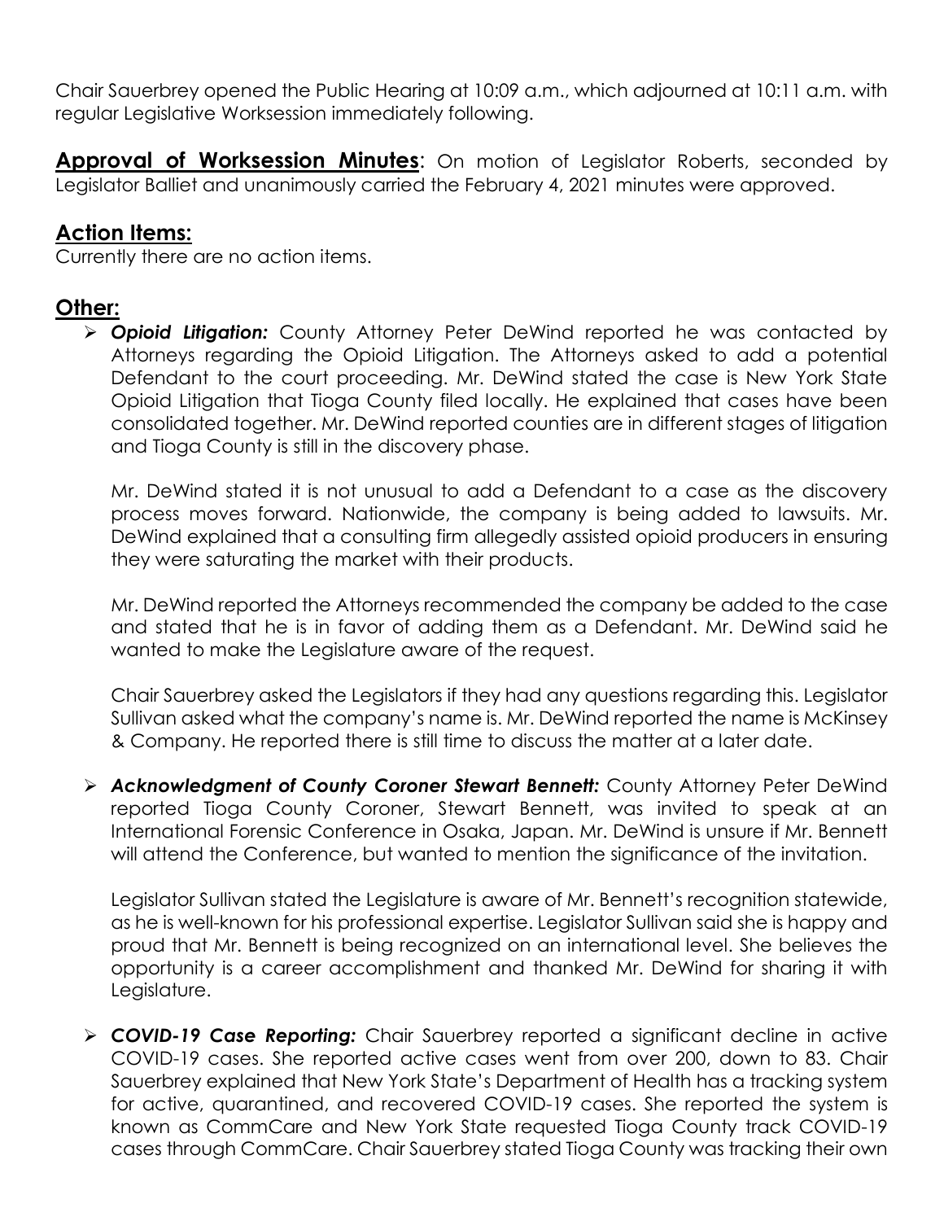Chair Sauerbrey opened the Public Hearing at 10:09 a.m., which adjourned at 10:11 a.m. with regular Legislative Worksession immediately following.

**Approval of Worksession Minutes**: On motion of Legislator Roberts, seconded by Legislator Balliet and unanimously carried the February 4, 2021 minutes were approved.

## Action Items:

Currently there are no action items.

## Other:

- ***Opioid Litigation:*** County Attorney Peter DeWind reported he was contacted by Attorneys regarding the Opioid Litigation. The Attorneys asked to add a potential Defendant to the court proceeding. Mr. DeWind stated the case is New York State Opioid Litigation that Tioga County filed locally. He explained that cases have been consolidated together. Mr. DeWind reported counties are in different stages of litigation and Tioga County is still in the discovery phase.

  Mr. DeWind stated it is not unusual to add a Defendant to a case as the discovery process moves forward. Nationwide, the company is being added to lawsuits. Mr. DeWind explained that a consulting firm allegedly assisted opioid producers in ensuring they were saturating the market with their products.

  Mr. DeWind reported the Attorneys recommended the company be added to the case and stated that he is in favor of adding them as a Defendant. Mr. DeWind said he wanted to make the Legislature aware of the request.

  Chair Sauerbrey asked the Legislators if they had any questions regarding this. Legislator Sullivan asked what the company's name is. Mr. DeWind reported the name is McKinsey & Company. He reported there is still time to discuss the matter at a later date.

- ***Acknowledgment of County Coroner Stewart Bennett:*** County Attorney Peter DeWind reported Tioga County Coroner, Stewart Bennett, was invited to speak at an International Forensic Conference in Osaka, Japan. Mr. DeWind is unsure if Mr. Bennett will attend the Conference, but wanted to mention the significance of the invitation.

  Legislator Sullivan stated the Legislature is aware of Mr. Bennett's recognition statewide, as he is well-known for his professional expertise. Legislator Sullivan said she is happy and proud that Mr. Bennett is being recognized on an international level. She believes the opportunity is a career accomplishment and thanked Mr. DeWind for sharing it with Legislature.

- ***COVID-19 Case Reporting:*** Chair Sauerbrey reported a significant decline in active COVID-19 cases. She reported active cases went from over 200, down to 83. Chair Sauerbrey explained that New York State's Department of Health has a tracking system for active, quarantined, and recovered COVID-19 cases. She reported the system is known as CommCare and New York State requested Tioga County track COVID-19 cases through CommCare. Chair Sauerbrey stated Tioga County was tracking their own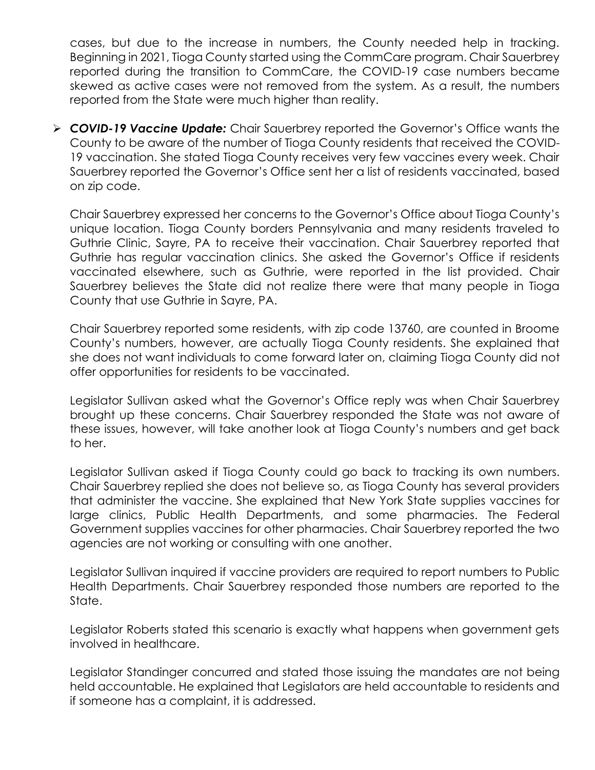cases, but due to the increase in numbers, the County needed help in tracking. Beginning in 2021, Tioga County started using the CommCare program. Chair Sauerbrey reported during the transition to CommCare, the COVID-19 case numbers became skewed as active cases were not removed from the system. As a result, the numbers reported from the State were much higher than reality.

- ***COVID-19 Vaccine Update:*** Chair Sauerbrey reported the Governor's Office wants the County to be aware of the number of Tioga County residents that received the COVID-19 vaccination. She stated Tioga County receives very few vaccines every week. Chair Sauerbrey reported the Governor's Office sent her a list of residents vaccinated, based on zip code.

  Chair Sauerbrey expressed her concerns to the Governor's Office about Tioga County's unique location. Tioga County borders Pennsylvania and many residents traveled to Guthrie Clinic, Sayre, PA to receive their vaccination. Chair Sauerbrey reported that Guthrie has regular vaccination clinics. She asked the Governor's Office if residents vaccinated elsewhere, such as Guthrie, were reported in the list provided. Chair Sauerbrey believes the State did not realize there were that many people in Tioga County that use Guthrie in Sayre, PA.

  Chair Sauerbrey reported some residents, with zip code 13760, are counted in Broome County's numbers, however, are actually Tioga County residents. She explained that she does not want individuals to come forward later on, claiming Tioga County did not offer opportunities for residents to be vaccinated.

  Legislator Sullivan asked what the Governor's Office reply was when Chair Sauerbrey brought up these concerns. Chair Sauerbrey responded the State was not aware of these issues, however, will take another look at Tioga County's numbers and get back to her.

  Legislator Sullivan asked if Tioga County could go back to tracking its own numbers. Chair Sauerbrey replied she does not believe so, as Tioga County has several providers that administer the vaccine. She explained that New York State supplies vaccines for large clinics, Public Health Departments, and some pharmacies. The Federal Government supplies vaccines for other pharmacies. Chair Sauerbrey reported the two agencies are not working or consulting with one another.

  Legislator Sullivan inquired if vaccine providers are required to report numbers to Public Health Departments. Chair Sauerbrey responded those numbers are reported to the State.

  Legislator Roberts stated this scenario is exactly what happens when government gets involved in healthcare.

  Legislator Standinger concurred and stated those issuing the mandates are not being held accountable. He explained that Legislators are held accountable to residents and if someone has a complaint, it is addressed.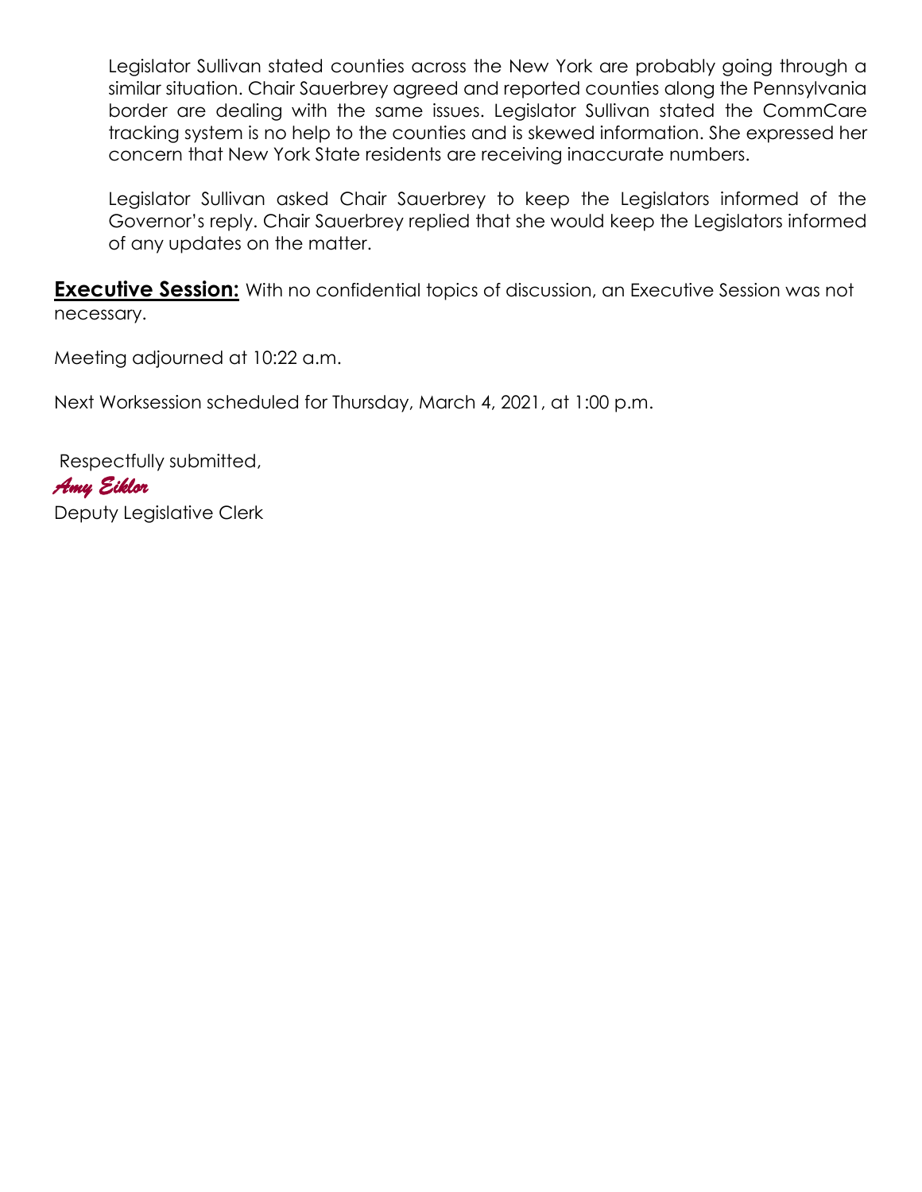Legislator Sullivan stated counties across the New York are probably going through a similar situation. Chair Sauerbrey agreed and reported counties along the Pennsylvania border are dealing with the same issues. Legislator Sullivan stated the CommCare tracking system is no help to the counties and is skewed information. She expressed her concern that New York State residents are receiving inaccurate numbers.

Legislator Sullivan asked Chair Sauerbrey to keep the Legislators informed of the Governor's reply. Chair Sauerbrey replied that she would keep the Legislators informed of any updates on the matter.

**Executive Session:** With no confidential topics of discussion, an Executive Session was not necessary.

Meeting adjourned at 10:22 a.m.

Next Worksession scheduled for Thursday, March 4, 2021, at 1:00 p.m.

Respectfully submitted,

*Amy Eiklor*

Deputy Legislative Clerk